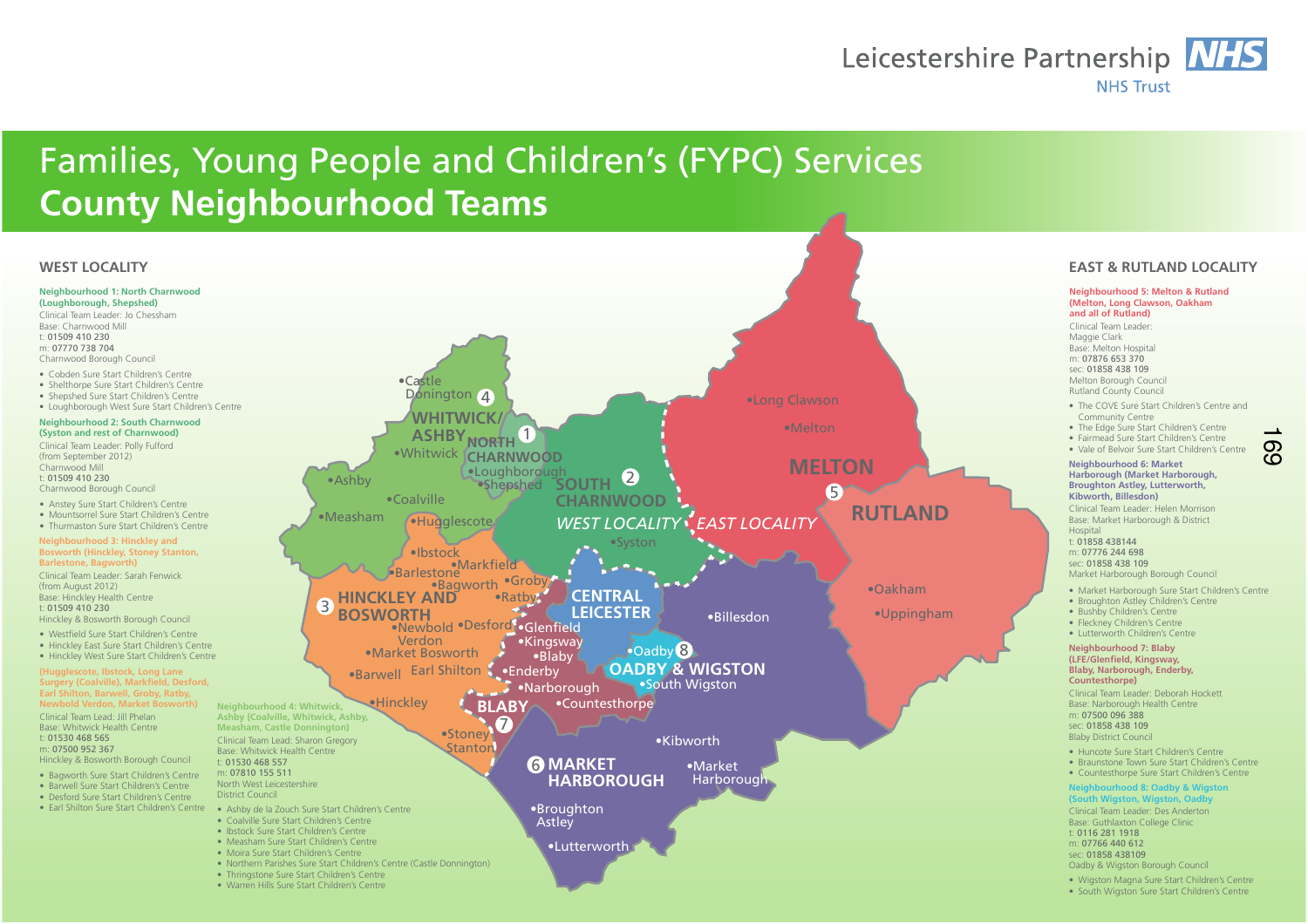Leicestershire Partnership NHS Trust

# Families, Young People and Children's (FYPC) Services
# County Neighbourhood Teams

## WEST LOCALITY

**Neighbourhood 1: North Charnwood (Loughborough, Shepshed)**
Clinical Team Leader: Jo Chessham
Base: Charnwood Mill
t: 01509 410 230
m: 07770 738 704
Charnwood Borough Council

- Cobden Sure Start Children's Centre
- Shelthorpe Sure Start Children's Centre
- Shepshed Sure Start Children's Centre
- Loughborough West Sure Start Children's Centre

**Neighbourhood 2: South Charnwood (Syston and rest of Charnwood)**
Clinical Team Leader: Polly Fulford (from September 2012)
Charnwood Mill
t: 01509 410 230
Charnwood Borough Council

- Anstey Sure Start Children's Centre
- Mountsorrel Sure Start Children's Centre
- Thurmaston Sure Start Children's Centre

**Neighbourhood 3: Hinckley and Bosworth (Hinckley, Stoney Stanton, Barlestone, Bagworth)**
Clinical Team Leader: Sarah Fenwick (from August 2012)
Base: Hinckley Health Centre
t: 01509 410 230
Hinckley & Bosworth Borough Council

- Westfield Sure Start Children's Centre
- Hinckley East Sure Start Children's Centre
- Hinckley West Sure Start Children's Centre

**(Hugglescote, Ibstock, Long Lane Surgery (Coalville), Markfield, Desford, Earl Shilton, Barwell, Groby, Ratby, Newbold Verdon, Market Bosworth)**
Clinical Team Lead: Jill Phelan
Base: Whitwick Health Centre
t: 01530 468 565
m: 07500 952 367
Hinckley & Bosworth Borough Council

- Bagworth Sure Start Children's Centre
- Barwell Sure Start Children's Centre
- Desford Sure Start Children's Centre
- Earl Shilton Sure Start Children's Centre

**Neighbourhood 4: Whitwick, Ashby (Coalville, Whitwick, Ashby, Measham, Castle Donnington)**
Clinical Team Lead: Sharon Gregory
Base: Whitwick Health Centre
t: 01530 468 557
m: 07810 155 511
North West Leicestershire District Council

- Ashby de la Zouch Sure Start Children's Centre
- Coalville Sure Start Children's Centre
- Ibstock Sure Start Children's Centre
- Measham Sure Start Children's Centre
- Moira Sure Start Children's Centre
- Northern Parishes Sure Start Children's Centre (Castle Donnington)
- Thringstone Sure Start Children's Centre
- Warren Hills Sure Start Children's Centre

## EAST & RUTLAND LOCALITY

**Neighbourhood 5: Melton & Rutland (Melton, Long Clawson, Oakham and all of Rutland)**
Clinical Team Leader: Maggie Clark
Base: Melton Hospital
m: 07876 653 370
sec: 01858 438 109
Melton Borough Council
Rutland County Council

- The COVE Sure Start Children's Centre and Community Centre
- The Edge Sure Start Children's Centre
- Fairmead Sure Start Children's Centre
- Vale of Belvoir Sure Start Children's Centre

**Neighbourhood 6: Market Harborough (Market Harborough, Broughton Astley, Lutterworth, Kibworth, Billesdon)**
Clinical Team Leader: Helen Morrison
Base: Market Harborough & District Hospital
t: 01858 438144
m: 07776 244 698
sec: 01858 438 109
Market Harborough Borough Council

- Market Harborough Sure Start Children's Centre
- Broughton Astley Children's Centre
- Bushby Children's Centre
- Fleckney Children's Centre
- Lutterworth Children's Centre

**Neighbourhood 7: Blaby (LFE/Glenfield, Kingsway, Blaby, Narborough, Enderby, Countesthorpe)**
Clinical Team Leader: Deborah Hockett
Base: Narborough Health Centre
m: 07500 096 388
sec: 01858 438 109
Blaby District Council

- Huncote Sure Start Children's Centre
- Braunstone Town Sure Start Children's Centre
- Countesthorpe Sure Start Children's Centre

**Neighbourhood 8: Oadby & Wigston (South Wigston, Wigston, Oadby)**
Clinical Team Leader: Des Anderton
Base: Guthlaxton College Clinic
t: 0116 281 1918
m: 07766 440 612
sec: 01858 438109
Oadby & Wigston Borough Council

- Wigston Magna Sure Start Children's Centre
- South Wigston Sure Start Children's Centre